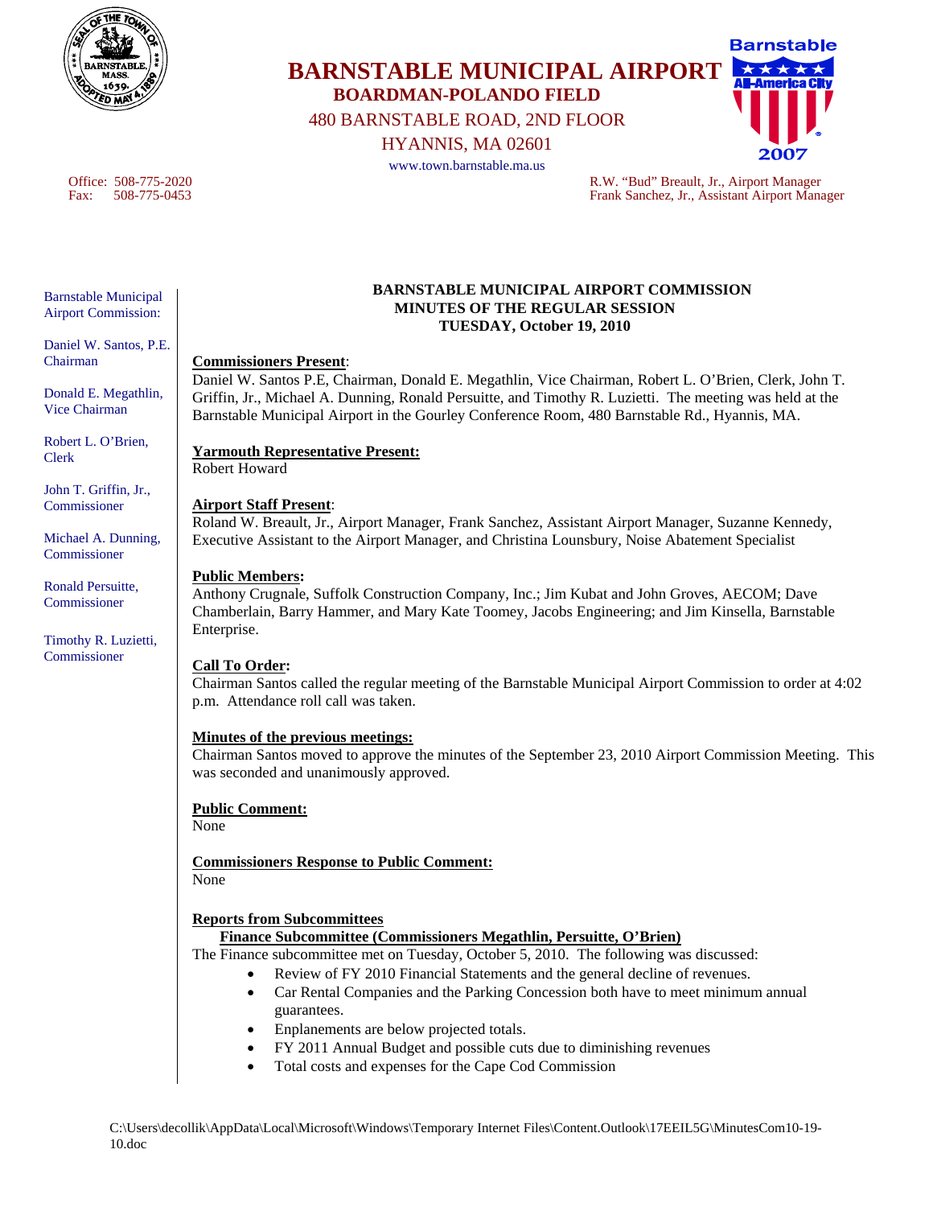# BARNSTABLE MUNICIPAL AIRPORT

## BOARDMAN-POLANDO FIELD

480 BARNSTABLE ROAD, 2ND FLOOR
HYANNIS, MA 02601
www.town.barnstable.ma.us

Office: 508-775-2020
Fax: 508-775-0453

R.W. "Bud" Breault, Jr., Airport Manager
Frank Sanchez, Jr., Assistant Airport Manager

Barnstable Municipal Airport Commission:

Daniel W. Santos, P.E. Chairman

Donald E. Megathlin, Vice Chairman

Robert L. O'Brien, Clerk

John T. Griffin, Jr., Commissioner

Michael A. Dunning, Commissioner

Ronald Persuitte, Commissioner

Timothy R. Luzietti, Commissioner

**BARNSTABLE MUNICIPAL AIRPORT COMMISSION**
**MINUTES OF THE REGULAR SESSION**
**TUESDAY, October 19, 2010**

**Commissioners Present**:
Daniel W. Santos P.E, Chairman, Donald E. Megathlin, Vice Chairman, Robert L. O'Brien, Clerk, John T. Griffin, Jr., Michael A. Dunning, Ronald Persuitte, and Timothy R. Luzietti. The meeting was held at the Barnstable Municipal Airport in the Gourley Conference Room, 480 Barnstable Rd., Hyannis, MA.

**Yarmouth Representative Present:**
Robert Howard

**Airport Staff Present**:
Roland W. Breault, Jr., Airport Manager, Frank Sanchez, Assistant Airport Manager, Suzanne Kennedy, Executive Assistant to the Airport Manager, and Christina Lounsbury, Noise Abatement Specialist

**Public Members:**
Anthony Crugnale, Suffolk Construction Company, Inc.; Jim Kubat and John Groves, AECOM; Dave Chamberlain, Barry Hammer, and Mary Kate Toomey, Jacobs Engineering; and Jim Kinsella, Barnstable Enterprise.

**Call To Order:**
Chairman Santos called the regular meeting of the Barnstable Municipal Airport Commission to order at 4:02 p.m. Attendance roll call was taken.

**Minutes of the previous meetings:**
Chairman Santos moved to approve the minutes of the September 23, 2010 Airport Commission Meeting. This was seconded and unanimously approved.

**Public Comment:**
None

**Commissioners Response to Public Comment:**
None

**Reports from Subcommittees**

**Finance Subcommittee (Commissioners Megathlin, Persuitte, O'Brien)**

The Finance subcommittee met on Tuesday, October 5, 2010. The following was discussed:

- Review of FY 2010 Financial Statements and the general decline of revenues.
- Car Rental Companies and the Parking Concession both have to meet minimum annual guarantees.
- Enplanements are below projected totals.
- FY 2011 Annual Budget and possible cuts due to diminishing revenues
- Total costs and expenses for the Cape Cod Commission

C:\Users\decollik\AppData\Local\Microsoft\Windows\Temporary Internet Files\Content.Outlook\17EEIL5G\MinutesCom10-19-10.doc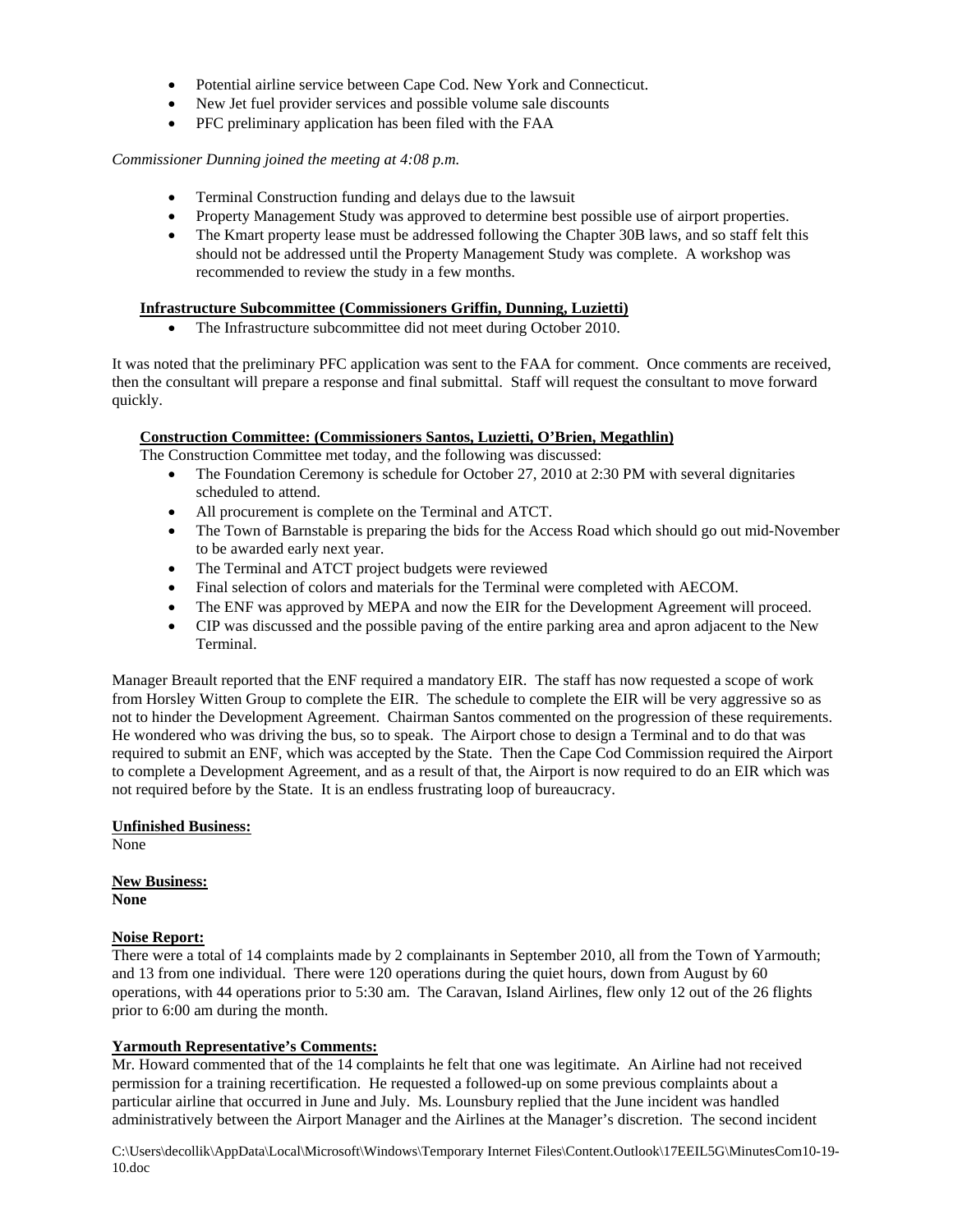- Potential airline service between Cape Cod. New York and Connecticut.
- New Jet fuel provider services and possible volume sale discounts
- PFC preliminary application has been filed with the FAA

*Commissioner Dunning joined the meeting at 4:08 p.m.*

- Terminal Construction funding and delays due to the lawsuit
- Property Management Study was approved to determine best possible use of airport properties.
- The Kmart property lease must be addressed following the Chapter 30B laws, and so staff felt this should not be addressed until the Property Management Study was complete. A workshop was recommended to review the study in a few months.

**Infrastructure Subcommittee (Commissioners Griffin, Dunning, Luzietti)**

- The Infrastructure subcommittee did not meet during October 2010.

It was noted that the preliminary PFC application was sent to the FAA for comment. Once comments are received, then the consultant will prepare a response and final submittal. Staff will request the consultant to move forward quickly.

**Construction Committee: (Commissioners Santos, Luzietti, O'Brien, Megathlin)**

The Construction Committee met today, and the following was discussed:

- The Foundation Ceremony is schedule for October 27, 2010 at 2:30 PM with several dignitaries scheduled to attend.
- All procurement is complete on the Terminal and ATCT.
- The Town of Barnstable is preparing the bids for the Access Road which should go out mid-November to be awarded early next year.
- The Terminal and ATCT project budgets were reviewed
- Final selection of colors and materials for the Terminal were completed with AECOM.
- The ENF was approved by MEPA and now the EIR for the Development Agreement will proceed.
- CIP was discussed and the possible paving of the entire parking area and apron adjacent to the New Terminal.

Manager Breault reported that the ENF required a mandatory EIR. The staff has now requested a scope of work from Horsley Witten Group to complete the EIR. The schedule to complete the EIR will be very aggressive so as not to hinder the Development Agreement. Chairman Santos commented on the progression of these requirements. He wondered who was driving the bus, so to speak. The Airport chose to design a Terminal and to do that was required to submit an ENF, which was accepted by the State. Then the Cape Cod Commission required the Airport to complete a Development Agreement, and as a result of that, the Airport is now required to do an EIR which was not required before by the State. It is an endless frustrating loop of bureaucracy.

**Unfinished Business:**

None

**New Business:**

**None**

**Noise Report:**

There were a total of 14 complaints made by 2 complainants in September 2010, all from the Town of Yarmouth; and 13 from one individual. There were 120 operations during the quiet hours, down from August by 60 operations, with 44 operations prior to 5:30 am. The Caravan, Island Airlines, flew only 12 out of the 26 flights prior to 6:00 am during the month.

**Yarmouth Representative's Comments:**

Mr. Howard commented that of the 14 complaints he felt that one was legitimate. An Airline had not received permission for a training recertification. He requested a followed-up on some previous complaints about a particular airline that occurred in June and July. Ms. Lounsbury replied that the June incident was handled administratively between the Airport Manager and the Airlines at the Manager's discretion. The second incident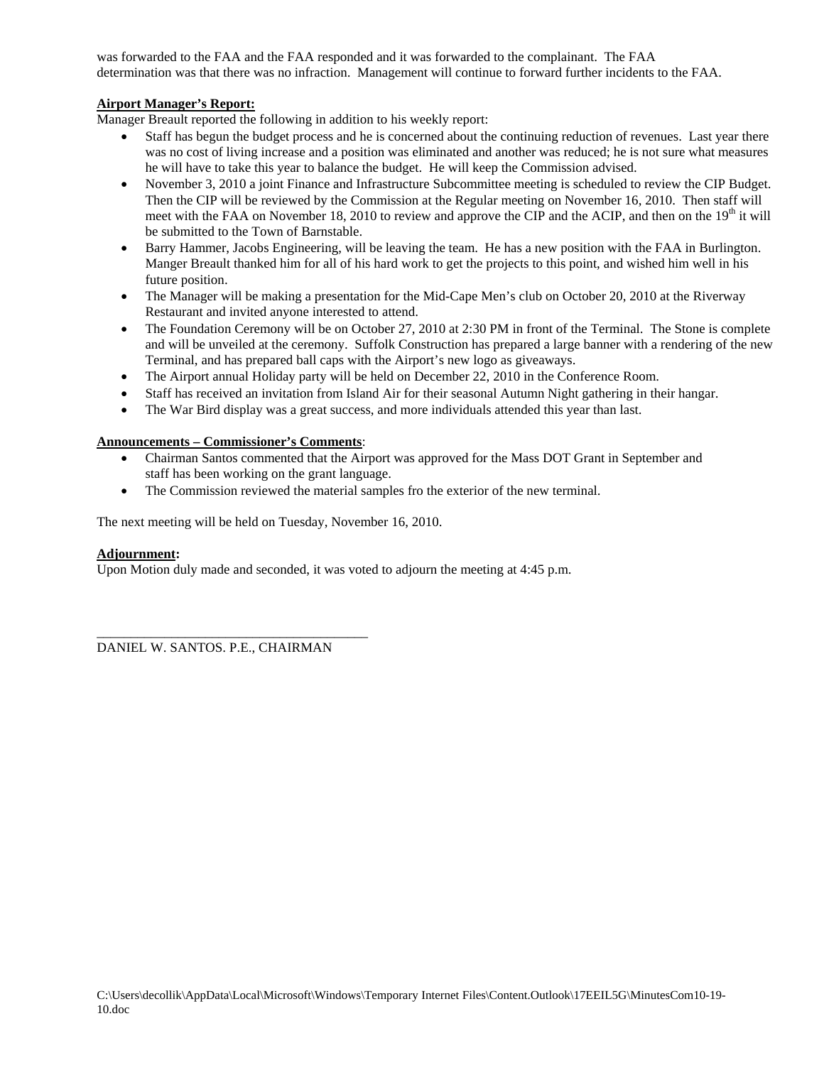was forwarded to the FAA and the FAA responded and it was forwarded to the complainant. The FAA determination was that there was no infraction. Management will continue to forward further incidents to the FAA.

**Airport Manager's Report:**
Manager Breault reported the following in addition to his weekly report:

- Staff has begun the budget process and he is concerned about the continuing reduction of revenues. Last year there was no cost of living increase and a position was eliminated and another was reduced; he is not sure what measures he will have to take this year to balance the budget. He will keep the Commission advised.
- November 3, 2010 a joint Finance and Infrastructure Subcommittee meeting is scheduled to review the CIP Budget. Then the CIP will be reviewed by the Commission at the Regular meeting on November 16, 2010. Then staff will meet with the FAA on November 18, 2010 to review and approve the CIP and the ACIP, and then on the 19th it will be submitted to the Town of Barnstable.
- Barry Hammer, Jacobs Engineering, will be leaving the team. He has a new position with the FAA in Burlington. Manger Breault thanked him for all of his hard work to get the projects to this point, and wished him well in his future position.
- The Manager will be making a presentation for the Mid-Cape Men's club on October 20, 2010 at the Riverway Restaurant and invited anyone interested to attend.
- The Foundation Ceremony will be on October 27, 2010 at 2:30 PM in front of the Terminal. The Stone is complete and will be unveiled at the ceremony. Suffolk Construction has prepared a large banner with a rendering of the new Terminal, and has prepared ball caps with the Airport's new logo as giveaways.
- The Airport annual Holiday party will be held on December 22, 2010 in the Conference Room.
- Staff has received an invitation from Island Air for their seasonal Autumn Night gathering in their hangar.
- The War Bird display was a great success, and more individuals attended this year than last.

**Announcements – Commissioner's Comments**:

- Chairman Santos commented that the Airport was approved for the Mass DOT Grant in September and staff has been working on the grant language.
- The Commission reviewed the material samples fro the exterior of the new terminal.

The next meeting will be held on Tuesday, November 16, 2010.

**Adjournment:**
Upon Motion duly made and seconded, it was voted to adjourn the meeting at 4:45 p.m.

\_\_\_\_\_\_\_\_\_\_\_\_\_\_\_\_\_\_\_\_\_\_\_\_\_\_\_\_\_\_\_\_\_\_\_\_\_\_\_\_

DANIEL W. SANTOS. P.E., CHAIRMAN

C:\Users\decollik\AppData\Local\Microsoft\Windows\Temporary Internet Files\Content.Outlook\17EEIL5G\MinutesCom10-19-10.doc